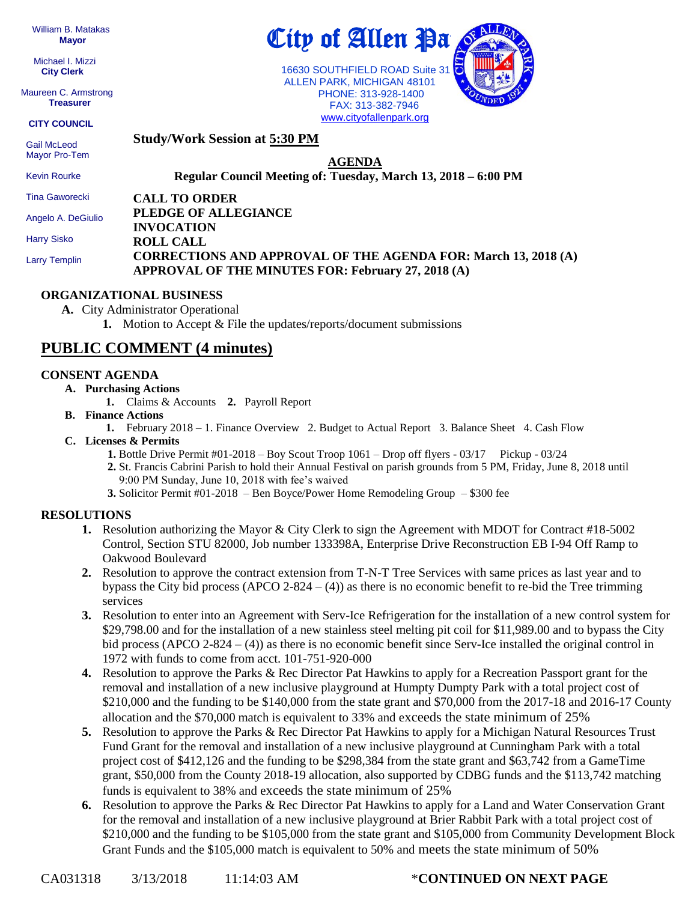William B. Matakas
**Mayor**

Michael I. Mizzi
**City Clerk**

Maureen C. Armstrong
**Treasurer**

**CITY COUNCIL**

Gail McLeod
Mayor Pro-Tem

Kevin Rourke

Tina Gaworecki

Angelo A. DeGiulio

Harry Sisko

Larry Templin

# City of Allen Pa

16630 SOUTHFIELD ROAD Suite 31
ALLEN PARK, MICHIGAN 48101
PHONE: 313-928-1400
FAX: 313-382-7946
www.cityofallenpark.org

**Study/Work Session at 5:30 PM**

**AGENDA**

**Regular Council Meeting of: Tuesday, March 13, 2018 – 6:00 PM**

**CALL TO ORDER**
**PLEDGE OF ALLEGIANCE**
**INVOCATION**
**ROLL CALL**
**CORRECTIONS AND APPROVAL OF THE AGENDA FOR: March 13, 2018 (A)**
**APPROVAL OF THE MINUTES FOR: February 27, 2018 (A)**

## ORGANIZATIONAL BUSINESS

**A.** City Administrator Operational
  **1.** Motion to Accept & File the updates/reports/document submissions

## PUBLIC COMMENT (4 minutes)

## CONSENT AGENDA

**A. Purchasing Actions**
  **1.** Claims & Accounts **2.** Payroll Report

**B. Finance Actions**
  **1.** February 2018 – 1. Finance Overview 2. Budget to Actual Report 3. Balance Sheet 4. Cash Flow

**C. Licenses & Permits**
  **1.** Bottle Drive Permit #01-2018 – Boy Scout Troop 1061 – Drop off flyers - 03/17 Pickup - 03/24
  **2.** St. Francis Cabrini Parish to hold their Annual Festival on parish grounds from 5 PM, Friday, June 8, 2018 until 9:00 PM Sunday, June 10, 2018 with fee's waived
  **3.** Solicitor Permit #01-2018 – Ben Boyce/Power Home Remodeling Group – $300 fee

## RESOLUTIONS

1. Resolution authorizing the Mayor & City Clerk to sign the Agreement with MDOT for Contract #18-5002 Control, Section STU 82000, Job number 133398A, Enterprise Drive Reconstruction EB I-94 Off Ramp to Oakwood Boulevard
2. Resolution to approve the contract extension from T-N-T Tree Services with same prices as last year and to bypass the City bid process (APCO 2-824 – (4)) as there is no economic benefit to re-bid the Tree trimming services
3. Resolution to enter into an Agreement with Serv-Ice Refrigeration for the installation of a new control system for $29,798.00 and for the installation of a new stainless steel melting pit coil for $11,989.00 and to bypass the City bid process (APCO 2-824 – (4)) as there is no economic benefit since Serv-Ice installed the original control in 1972 with funds to come from acct. 101-751-920-000
4. Resolution to approve the Parks & Rec Director Pat Hawkins to apply for a Recreation Passport grant for the removal and installation of a new inclusive playground at Humpty Dumpty Park with a total project cost of $210,000 and the funding to be $140,000 from the state grant and $70,000 from the 2017-18 and 2016-17 County allocation and the $70,000 match is equivalent to 33% and exceeds the state minimum of 25%
5. Resolution to approve the Parks & Rec Director Pat Hawkins to apply for a Michigan Natural Resources Trust Fund Grant for the removal and installation of a new inclusive playground at Cunningham Park with a total project cost of $412,126 and the funding to be $298,384 from the state grant and $63,742 from a GameTime grant, $50,000 from the County 2018-19 allocation, also supported by CDBG funds and the $113,742 matching funds is equivalent to 38% and exceeds the state minimum of 25%
6. Resolution to approve the Parks & Rec Director Pat Hawkins to apply for a Land and Water Conservation Grant for the removal and installation of a new inclusive playground at Brier Rabbit Park with a total project cost of $210,000 and the funding to be $105,000 from the state grant and $105,000 from Community Development Block Grant Funds and the $105,000 match is equivalent to 50% and meets the state minimum of 50%

CA031318 3/13/2018 11:14:03 AM ***CONTINUED ON NEXT PAGE**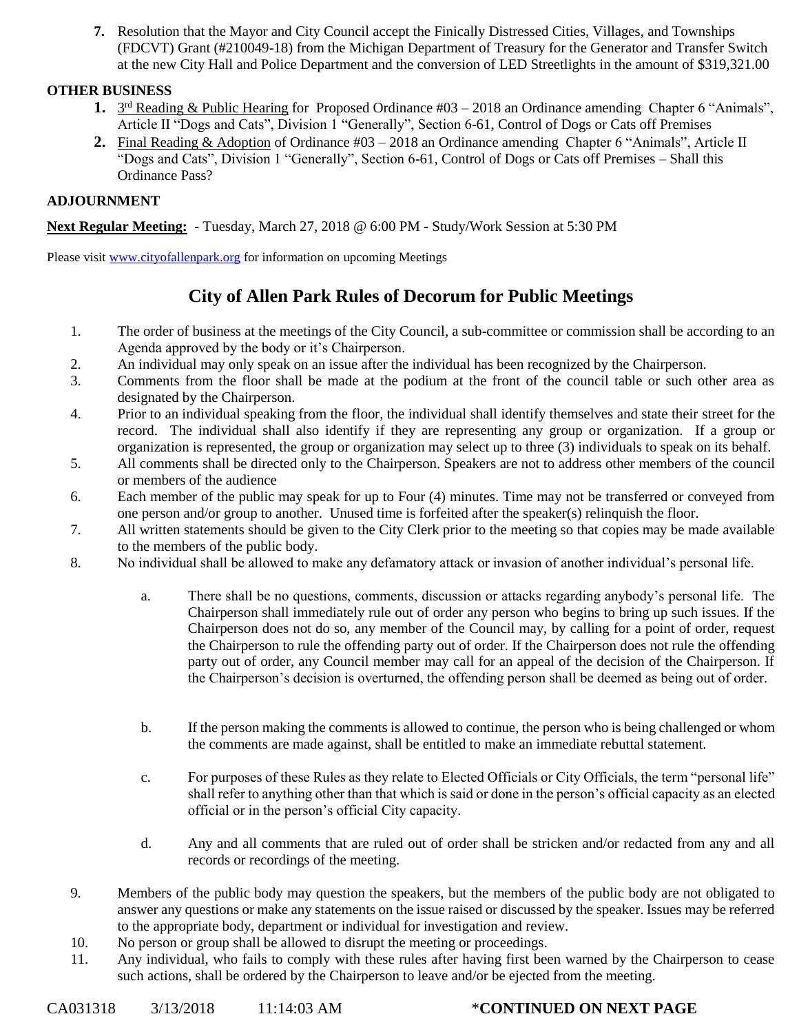7. Resolution that the Mayor and City Council accept the Finically Distressed Cities, Villages, and Townships (FDCVT) Grant (#210049-18) from the Michigan Department of Treasury for the Generator and Transfer Switch at the new City Hall and Police Department and the conversion of LED Streetlights in the amount of $319,321.00

**OTHER BUSINESS**

1. 3rd Reading & Public Hearing for Proposed Ordinance #03 – 2018 an Ordinance amending Chapter 6 "Animals", Article II "Dogs and Cats", Division 1 "Generally", Section 6-61, Control of Dogs or Cats off Premises
2. Final Reading & Adoption of Ordinance #03 – 2018 an Ordinance amending Chapter 6 "Animals", Article II "Dogs and Cats", Division 1 "Generally", Section 6-61, Control of Dogs or Cats off Premises – Shall this Ordinance Pass?

**ADJOURNMENT**

**Next Regular Meeting:** - Tuesday, March 27, 2018 @ 6:00 PM - Study/Work Session at 5:30 PM

Please visit www.cityofallenpark.org for information on upcoming Meetings

## City of Allen Park Rules of Decorum for Public Meetings

1. The order of business at the meetings of the City Council, a sub-committee or commission shall be according to an Agenda approved by the body or it's Chairperson.
2. An individual may only speak on an issue after the individual has been recognized by the Chairperson.
3. Comments from the floor shall be made at the podium at the front of the council table or such other area as designated by the Chairperson.
4. Prior to an individual speaking from the floor, the individual shall identify themselves and state their street for the record. The individual shall also identify if they are representing any group or organization. If a group or organization is represented, the group or organization may select up to three (3) individuals to speak on its behalf.
5. All comments shall be directed only to the Chairperson. Speakers are not to address other members of the council or members of the audience
6. Each member of the public may speak for up to Four (4) minutes. Time may not be transferred or conveyed from one person and/or group to another. Unused time is forfeited after the speaker(s) relinquish the floor.
7. All written statements should be given to the City Clerk prior to the meeting so that copies may be made available to the members of the public body.
8. No individual shall be allowed to make any defamatory attack or invasion of another individual's personal life.
   a. There shall be no questions, comments, discussion or attacks regarding anybody's personal life. The Chairperson shall immediately rule out of order any person who begins to bring up such issues. If the Chairperson does not do so, any member of the Council may, by calling for a point of order, request the Chairperson to rule the offending party out of order. If the Chairperson does not rule the offending party out of order, any Council member may call for an appeal of the decision of the Chairperson. If the Chairperson's decision is overturned, the offending person shall be deemed as being out of order.
   b. If the person making the comments is allowed to continue, the person who is being challenged or whom the comments are made against, shall be entitled to make an immediate rebuttal statement.
   c. For purposes of these Rules as they relate to Elected Officials or City Officials, the term "personal life" shall refer to anything other than that which is said or done in the person's official capacity as an elected official or in the person's official City capacity.
   d. Any and all comments that are ruled out of order shall be stricken and/or redacted from any and all records or recordings of the meeting.
9. Members of the public body may question the speakers, but the members of the public body are not obligated to answer any questions or make any statements on the issue raised or discussed by the speaker. Issues may be referred to the appropriate body, department or individual for investigation and review.
10. No person or group shall be allowed to disrupt the meeting or proceedings.
11. Any individual, who fails to comply with these rules after having first been warned by the Chairperson to cease such actions, shall be ordered by the Chairperson to leave and/or be ejected from the meeting.

CA031318 3/13/2018 11:14:03 AM ***CONTINUED ON NEXT PAGE**